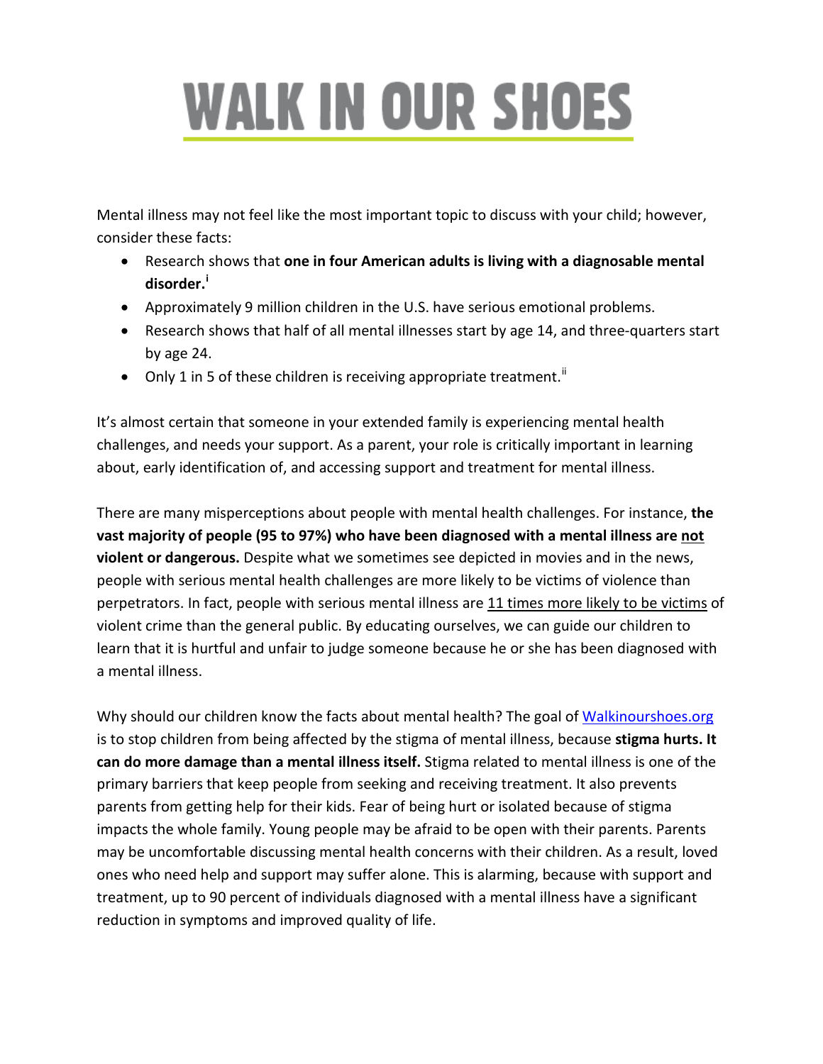# WALK IN OUR SHOES

Mental illness may not feel like the most important topic to discuss with your child; however, consider these facts:

- Research shows that **one in four American adults is living with a diagnosable mental disorder.**[i]
- Approximately 9 million children in the U.S. have serious emotional problems.
- Research shows that half of all mental illnesses start by age 14, and three-quarters start by age 24.
- Only 1 in 5 of these children is receiving appropriate treatment.[ii]

It's almost certain that someone in your extended family is experiencing mental health challenges, and needs your support. As a parent, your role is critically important in learning about, early identification of, and accessing support and treatment for mental illness.

There are many misperceptions about people with mental health challenges. For instance, **the vast majority of people (95 to 97%) who have been diagnosed with a mental illness are not violent or dangerous.** Despite what we sometimes see depicted in movies and in the news, people with serious mental health challenges are more likely to be victims of violence than perpetrators. In fact, people with serious mental illness are 11 times more likely to be victims of violent crime than the general public. By educating ourselves, we can guide our children to learn that it is hurtful and unfair to judge someone because he or she has been diagnosed with a mental illness.

Why should our children know the facts about mental health? The goal of Walkinourshoes.org is to stop children from being affected by the stigma of mental illness, because **stigma hurts. It can do more damage than a mental illness itself.** Stigma related to mental illness is one of the primary barriers that keep people from seeking and receiving treatment. It also prevents parents from getting help for their kids. Fear of being hurt or isolated because of stigma impacts the whole family. Young people may be afraid to be open with their parents. Parents may be uncomfortable discussing mental health concerns with their children. As a result, loved ones who need help and support may suffer alone. This is alarming, because with support and treatment, up to 90 percent of individuals diagnosed with a mental illness have a significant reduction in symptoms and improved quality of life.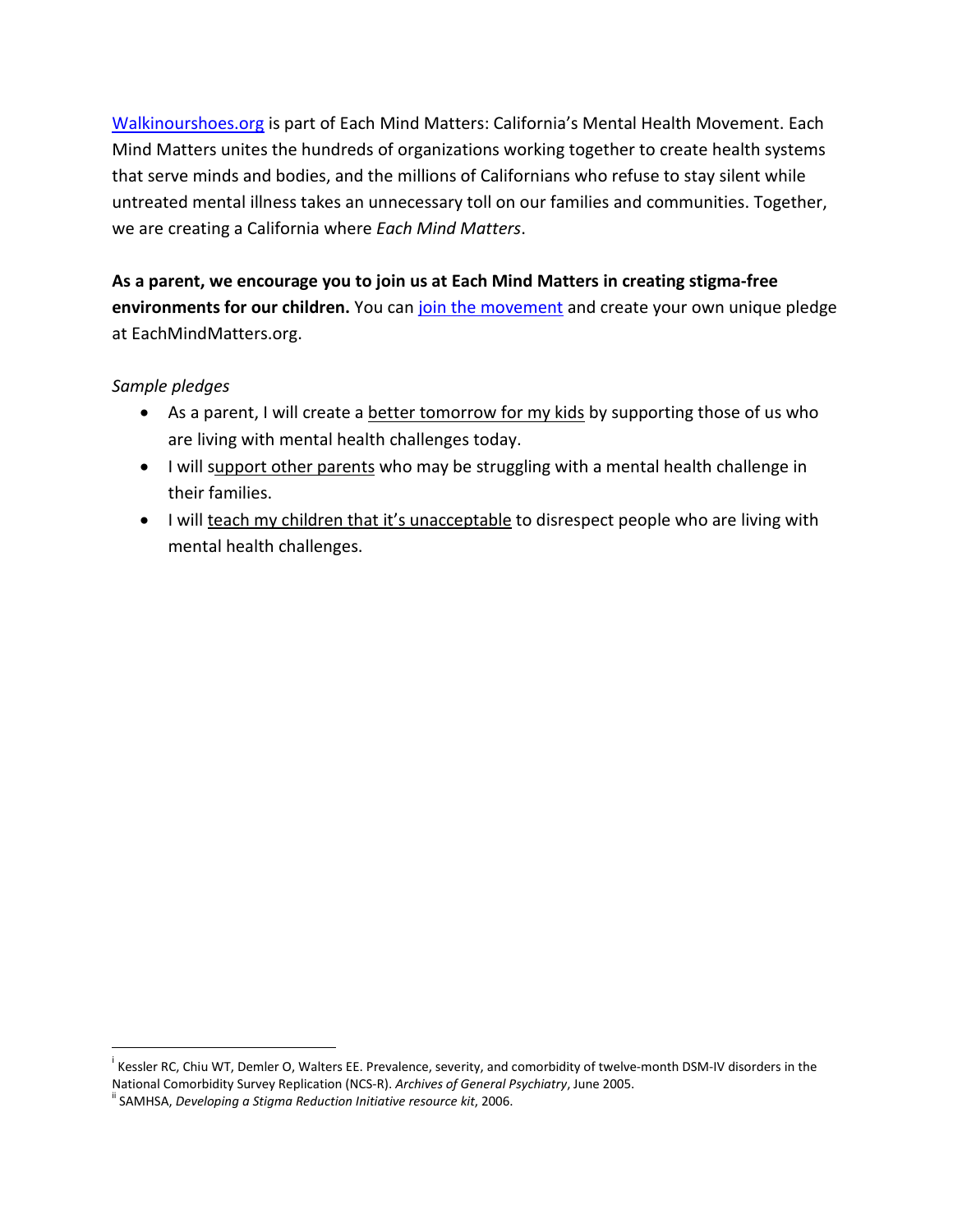[Walkinourshoes.org](Walkinourshoes.org) is part of Each Mind Matters: California's Mental Health Movement. Each Mind Matters unites the hundreds of organizations working together to create health systems that serve minds and bodies, and the millions of Californians who refuse to stay silent while untreated mental illness takes an unnecessary toll on our families and communities. Together, we are creating a California where *Each Mind Matters*.

**As a parent, we encourage you to join us at Each Mind Matters in creating stigma-free environments for our children.** You can join the movement and create your own unique pledge at EachMindMatters.org.

*Sample pledges*

- As a parent, I will create a better tomorrow for my kids by supporting those of us who are living with mental health challenges today.
- I will support other parents who may be struggling with a mental health challenge in their families.
- I will teach my children that it's unacceptable to disrespect people who are living with mental health challenges.

---

[i] Kessler RC, Chiu WT, Demler O, Walters EE. Prevalence, severity, and comorbidity of twelve-month DSM-IV disorders in the National Comorbidity Survey Replication (NCS-R). *Archives of General Psychiatry*, June 2005.

[ii] SAMHSA, *Developing a Stigma Reduction Initiative resource kit*, 2006.